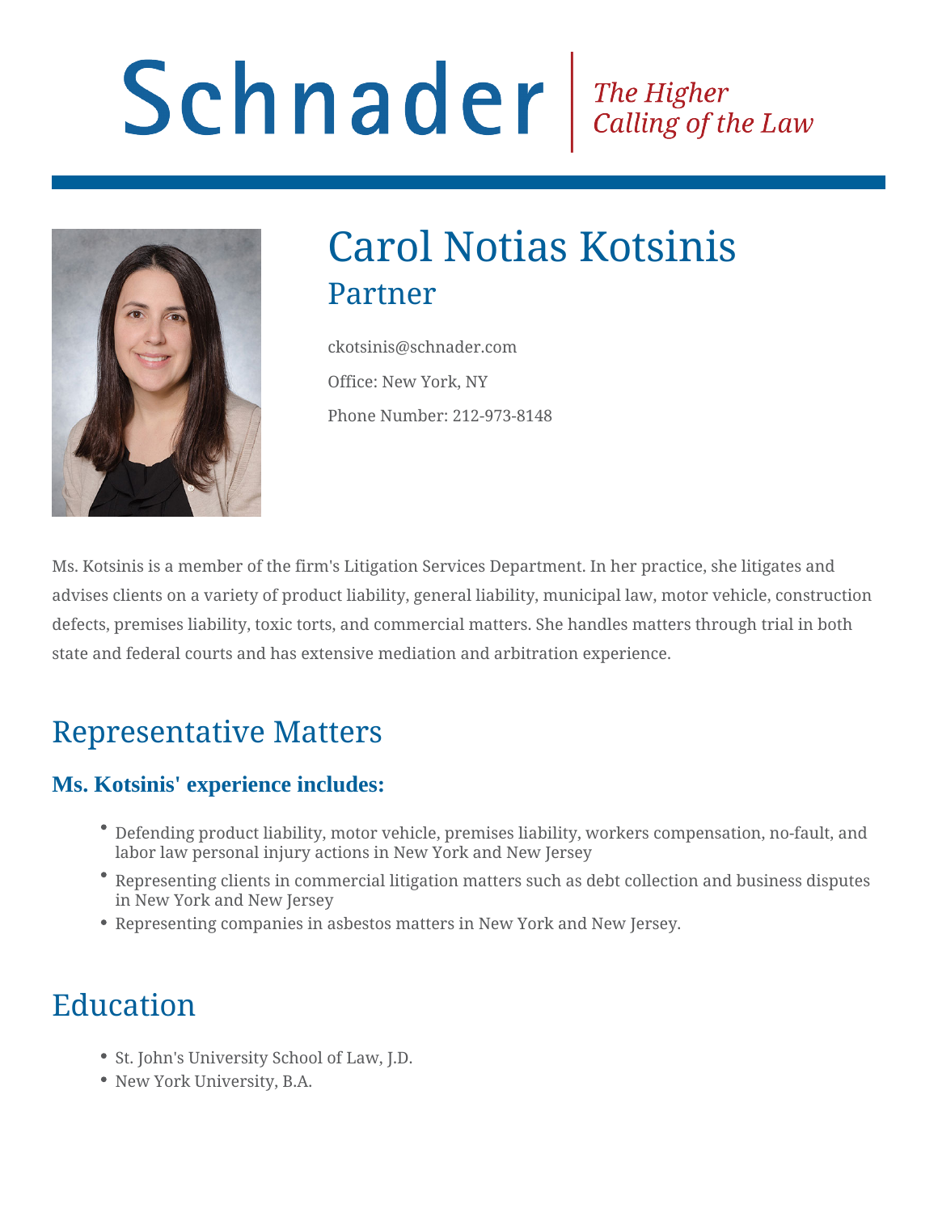Schnader | *The Higher Calling of the Law*

# Carol Notias Kotsinis

## Partner

ckotsinis@schnader.com

Office: New York, NY

Phone Number: 212-973-8148

Ms. Kotsinis is a member of the firm's Litigation Services Department. In her practice, she litigates and advises clients on a variety of product liability, general liability, municipal law, motor vehicle, construction defects, premises liability, toxic torts, and commercial matters. She handles matters through trial in both state and federal courts and has extensive mediation and arbitration experience.

## Representative Matters

### Ms. Kotsinis' experience includes:

- Defending product liability, motor vehicle, premises liability, workers compensation, no-fault, and labor law personal injury actions in New York and New Jersey
- Representing clients in commercial litigation matters such as debt collection and business disputes in New York and New Jersey
- Representing companies in asbestos matters in New York and New Jersey.

## Education

- St. John's University School of Law, J.D.
- New York University, B.A.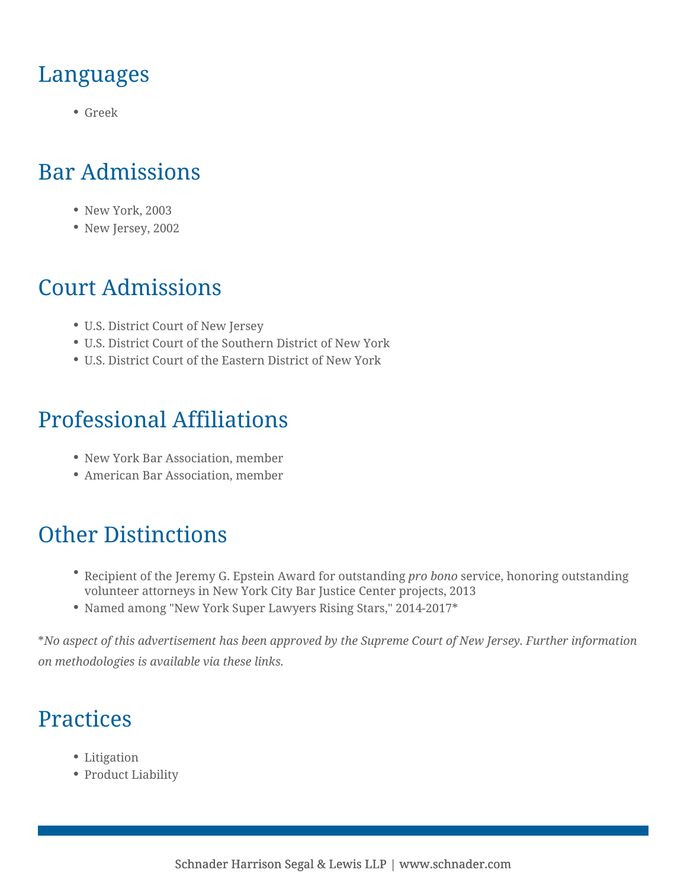## Languages

- Greek

## Bar Admissions

- New York, 2003
- New Jersey, 2002

## Court Admissions

- U.S. District Court of New Jersey
- U.S. District Court of the Southern District of New York
- U.S. District Court of the Eastern District of New York

## Professional Affiliations

- New York Bar Association, member
- American Bar Association, member

## Other Distinctions

- Recipient of the Jeremy G. Epstein Award for outstanding *pro bono* service, honoring outstanding volunteer attorneys in New York City Bar Justice Center projects, 2013
- Named among "New York Super Lawyers Rising Stars," 2014-2017*

**No aspect of this advertisement has been approved by the Supreme Court of New Jersey. Further information on methodologies is available via these links.*

## Practices

- Litigation
- Product Liability